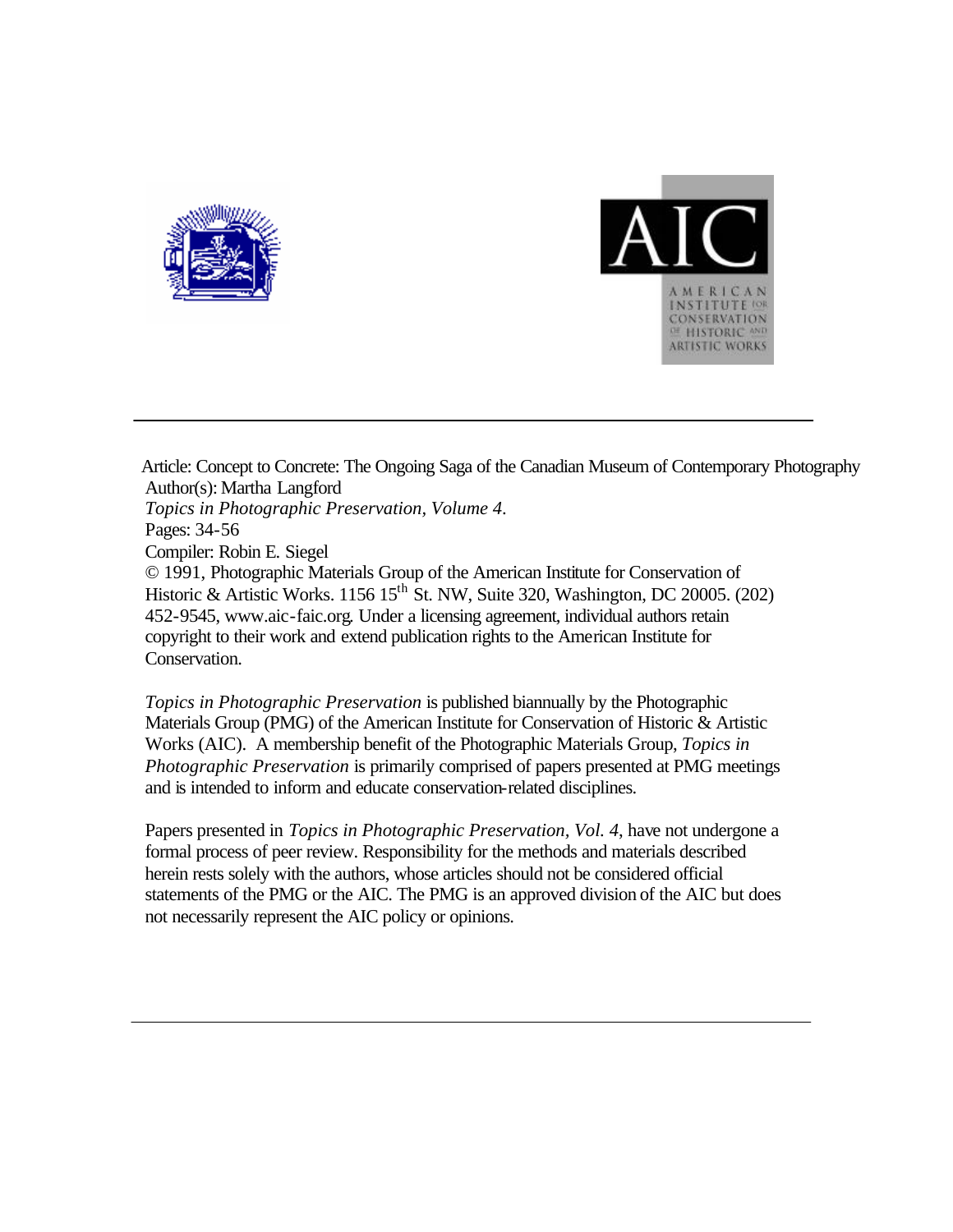Article: Concept to Concrete: The Ongoing Saga of the Canadian Museum of Contemporary Photography
Author(s): Martha Langford
*Topics in Photographic Preservation, Volume 4*.
Pages: 34-56
Compiler: Robin E. Siegel
© 1991, Photographic Materials Group of the American Institute for Conservation of Historic & Artistic Works. 1156 15th St. NW, Suite 320, Washington, DC 20005. (202) 452-9545, www.aic-faic.org. Under a licensing agreement, individual authors retain copyright to their work and extend publication rights to the American Institute for Conservation.

*Topics in Photographic Preservation* is published biannually by the Photographic Materials Group (PMG) of the American Institute for Conservation of Historic & Artistic Works (AIC). A membership benefit of the Photographic Materials Group, *Topics in Photographic Preservation* is primarily comprised of papers presented at PMG meetings and is intended to inform and educate conservation-related disciplines.

Papers presented in *Topics in Photographic Preservation*, *Vol. 4*, have not undergone a formal process of peer review. Responsibility for the methods and materials described herein rests solely with the authors, whose articles should not be considered official statements of the PMG or the AIC. The PMG is an approved division of the AIC but does not necessarily represent the AIC policy or opinions.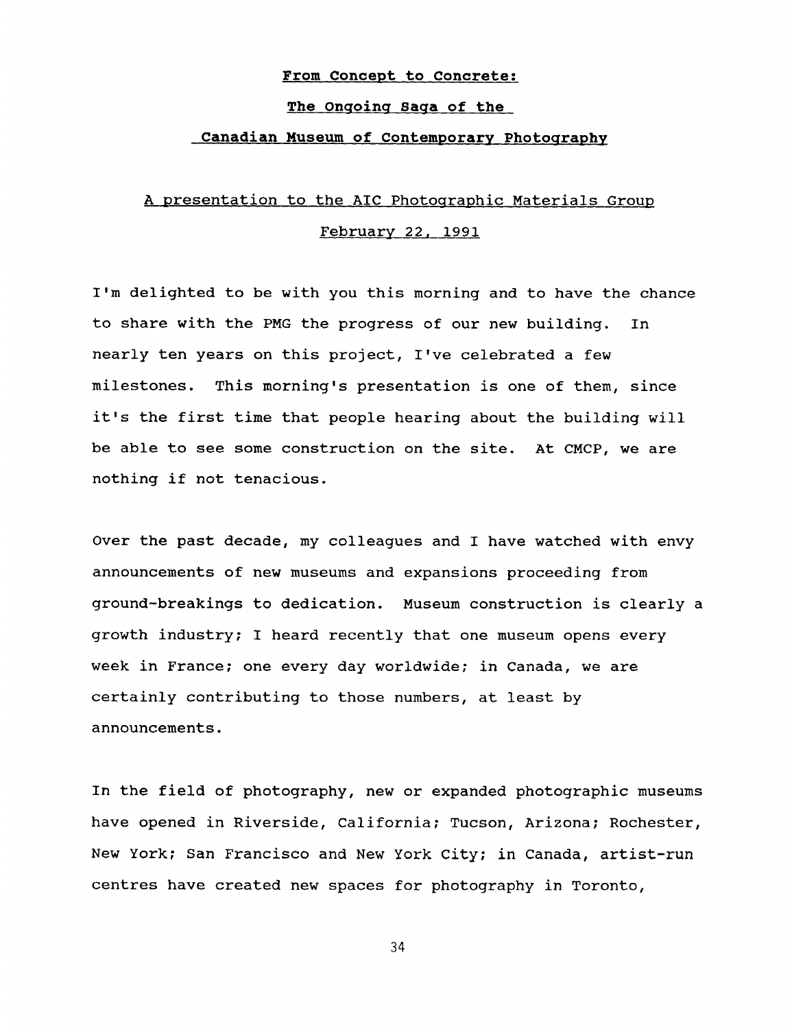# From Concept to Concrete:

# The Ongoing Saga of the Canadian Museum of Contemporary Photography

## A presentation to the AIC Photographic Materials Group

## February 22, 1991

I'm delighted to be with you this morning and to have the chance to share with the PMG the progress of our new building. In nearly ten years on this project, I've celebrated a few milestones. This morning's presentation is one of them, since it's the first time that people hearing about the building will be able to see some construction on the site. At CMCP, we are nothing if not tenacious.

Over the past decade, my colleagues and I have watched with envy announcements of new museums and expansions proceeding from ground-breakings to dedication. Museum construction is clearly a growth industry; I heard recently that one museum opens every week in France; one every day worldwide; in Canada, we are certainly contributing to those numbers, at least by announcements.

In the field of photography, new or expanded photographic museums have opened in Riverside, California; Tucson, Arizona; Rochester, New York; San Francisco and New York City; in Canada, artist-run centres have created new spaces for photography in Toronto,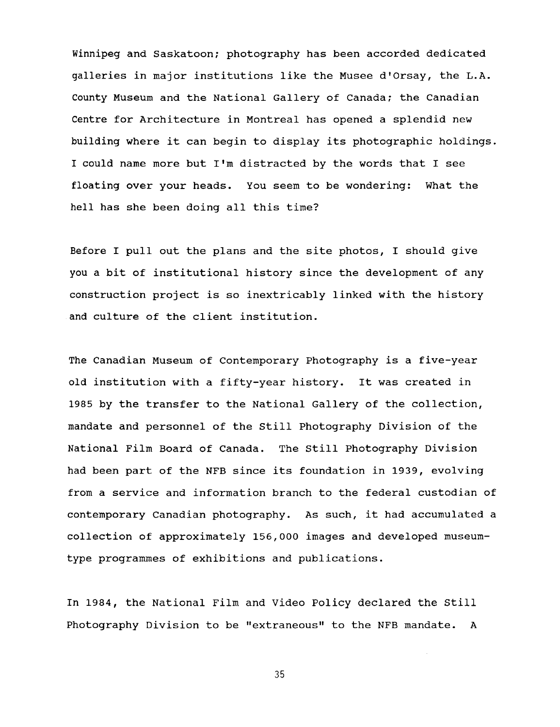Winnipeg and Saskatoon; photography has been accorded dedicated galleries in major institutions like the Musee d'Orsay, the L.A. County Museum and the National Gallery of Canada; the Canadian Centre for Architecture in Montreal has opened a splendid new building where it can begin to display its photographic holdings. I could name more but I'm distracted by the words that I see floating over your heads. You seem to be wondering: What the hell has she been doing all this time?

Before I pull out the plans and the site photos, I should give you a bit of institutional history since the development of any construction project is so inextricably linked with the history and culture of the client institution.

The Canadian Museum of Contemporary Photography is a five-year old institution with a fifty-year history. It was created in 1985 by the transfer to the National Gallery of the collection, mandate and personnel of the Still Photography Division of the National Film Board of Canada. The Still Photography Division had been part of the NFB since its foundation in 1939, evolving from a service and information branch to the federal custodian of contemporary Canadian photography. As such, it had accumulated a collection of approximately 156,000 images and developed museum-type programmes of exhibitions and publications.

In 1984, the National Film and Video Policy declared the Still Photography Division to be "extraneous" to the NFB mandate. A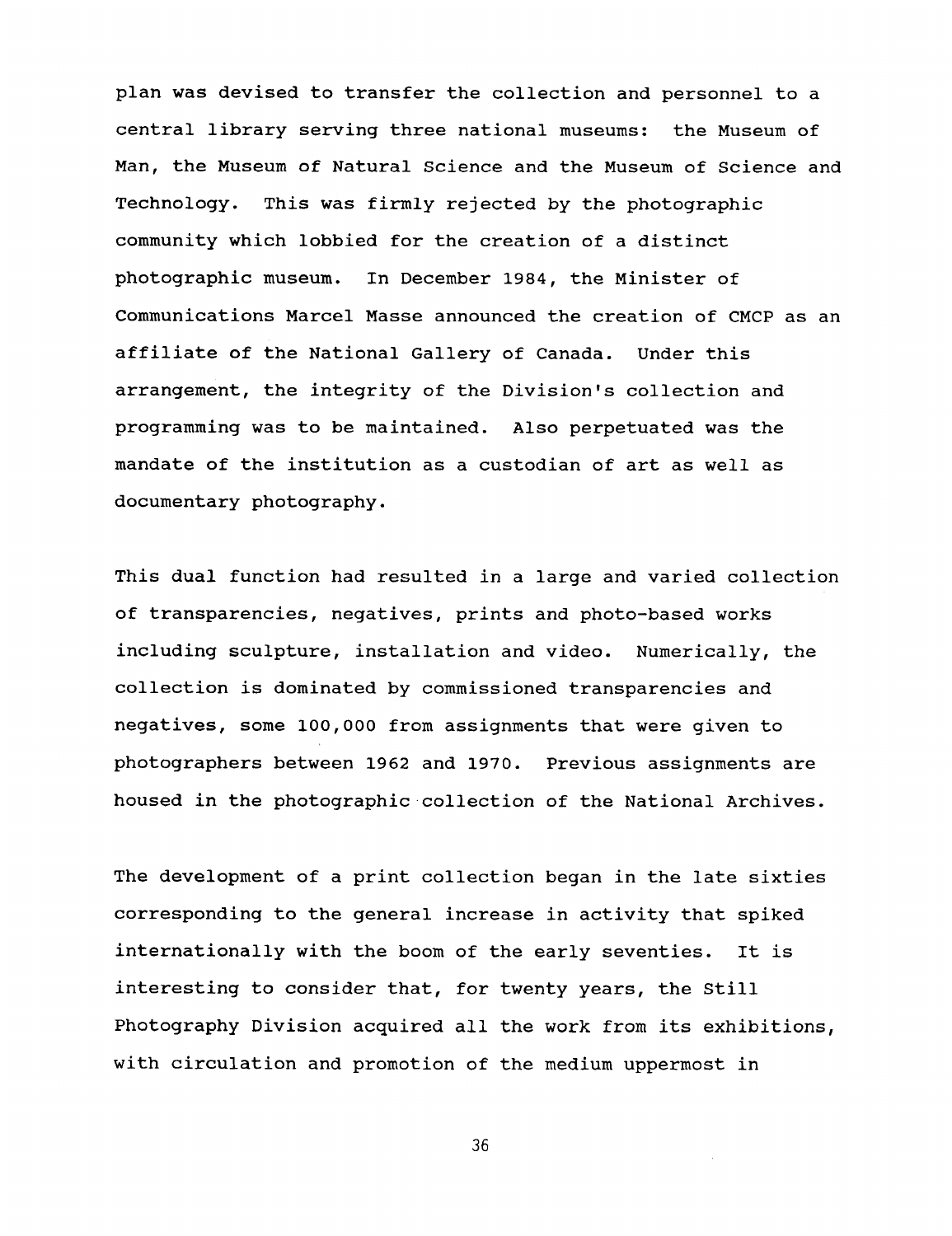plan was devised to transfer the collection and personnel to a central library serving three national museums: the Museum of Man, the Museum of Natural Science and the Museum of Science and Technology. This was firmly rejected by the photographic community which lobbied for the creation of a distinct photographic museum. In December 1984, the Minister of Communications Marcel Masse announced the creation of CMCP as an affiliate of the National Gallery of Canada. Under this arrangement, the integrity of the Division's collection and programming was to be maintained. Also perpetuated was the mandate of the institution as a custodian of art as well as documentary photography.

This dual function had resulted in a large and varied collection of transparencies, negatives, prints and photo-based works including sculpture, installation and video. Numerically, the collection is dominated by commissioned transparencies and negatives, some 100,000 from assignments that were given to photographers between 1962 and 1970. Previous assignments are housed in the photographic collection of the National Archives.

The development of a print collection began in the late sixties corresponding to the general increase in activity that spiked internationally with the boom of the early seventies. It is interesting to consider that, for twenty years, the Still Photography Division acquired all the work from its exhibitions, with circulation and promotion of the medium uppermost in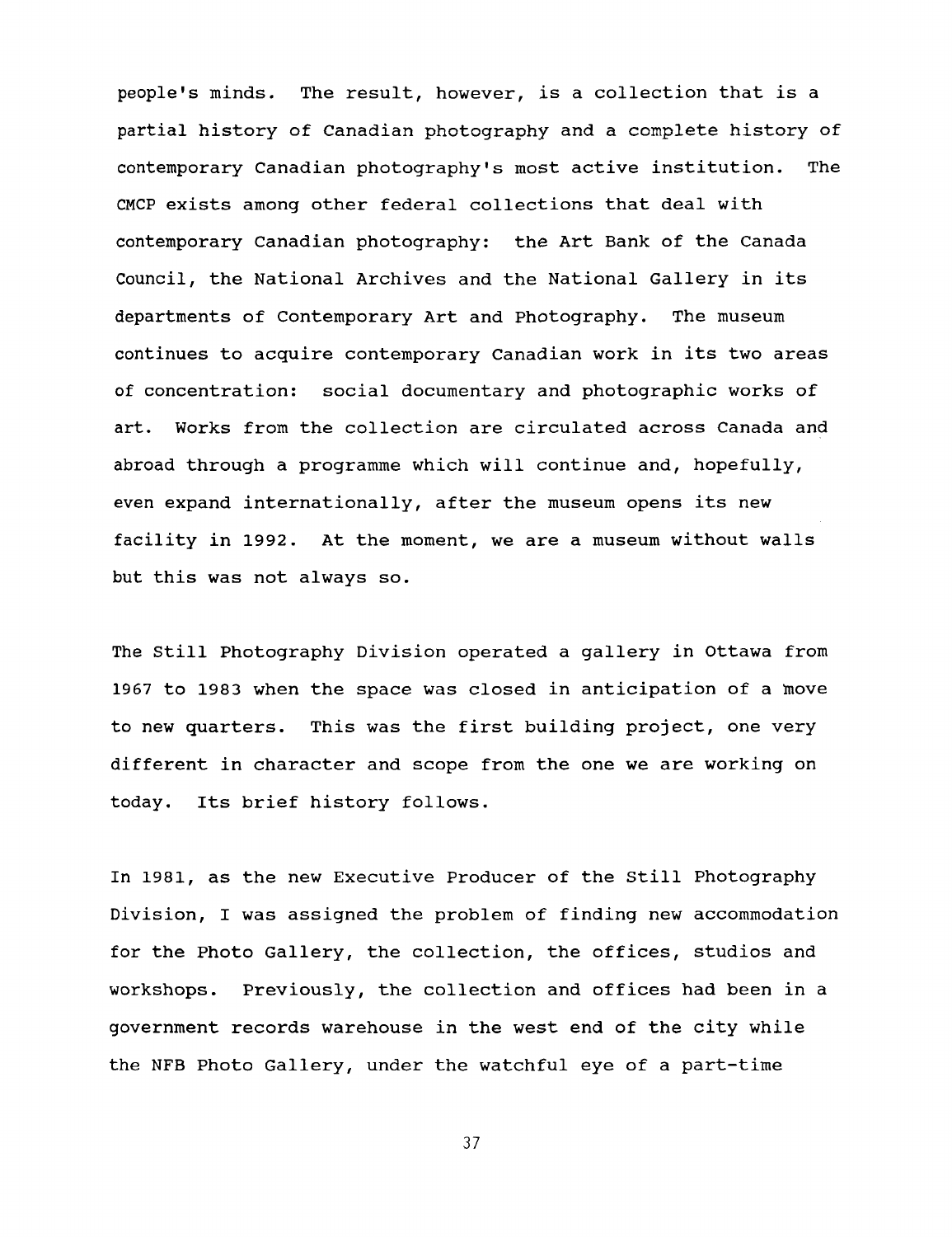people's minds. The result, however, is a collection that is a partial history of Canadian photography and a complete history of contemporary Canadian photography's most active institution. The CMCP exists among other federal collections that deal with contemporary Canadian photography: the Art Bank of the Canada Council, the National Archives and the National Gallery in its departments of Contemporary Art and Photography. The museum continues to acquire contemporary Canadian work in its two areas of concentration: social documentary and photographic works of art. Works from the collection are circulated across Canada and abroad through a programme which will continue and, hopefully, even expand internationally, after the museum opens its new facility in 1992. At the moment, we are a museum without walls but this was not always so.

The Still Photography Division operated a gallery in Ottawa from 1967 to 1983 when the space was closed in anticipation of a move to new quarters. This was the first building project, one very different in character and scope from the one we are working on today. Its brief history follows.

In 1981, as the new Executive Producer of the Still Photography Division, I was assigned the problem of finding new accommodation for the Photo Gallery, the collection, the offices, studios and workshops. Previously, the collection and offices had been in a government records warehouse in the west end of the city while the NFB Photo Gallery, under the watchful eye of a part-time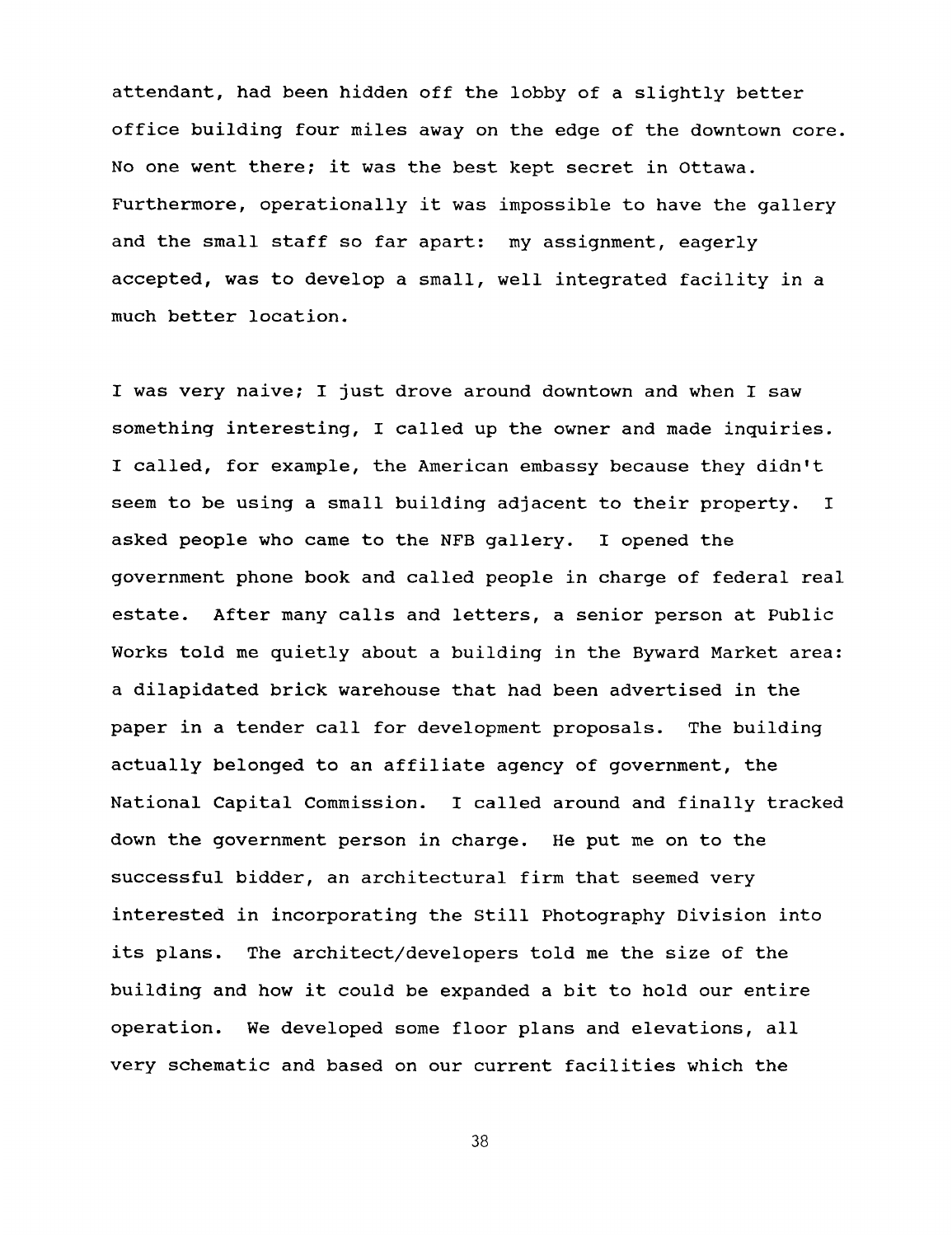attendant, had been hidden off the lobby of a slightly better office building four miles away on the edge of the downtown core. No one went there; it was the best kept secret in Ottawa. Furthermore, operationally it was impossible to have the gallery and the small staff so far apart: my assignment, eagerly accepted, was to develop a small, well integrated facility in a much better location.

I was very naive; I just drove around downtown and when I saw something interesting, I called up the owner and made inquiries. I called, for example, the American embassy because they didn't seem to be using a small building adjacent to their property. I asked people who came to the NFB gallery. I opened the government phone book and called people in charge of federal real estate. After many calls and letters, a senior person at Public Works told me quietly about a building in the Byward Market area: a dilapidated brick warehouse that had been advertised in the paper in a tender call for development proposals. The building actually belonged to an affiliate agency of government, the National Capital Commission. I called around and finally tracked down the government person in charge. He put me on to the successful bidder, an architectural firm that seemed very interested in incorporating the Still Photography Division into its plans. The architect/developers told me the size of the building and how it could be expanded a bit to hold our entire operation. We developed some floor plans and elevations, all very schematic and based on our current facilities which the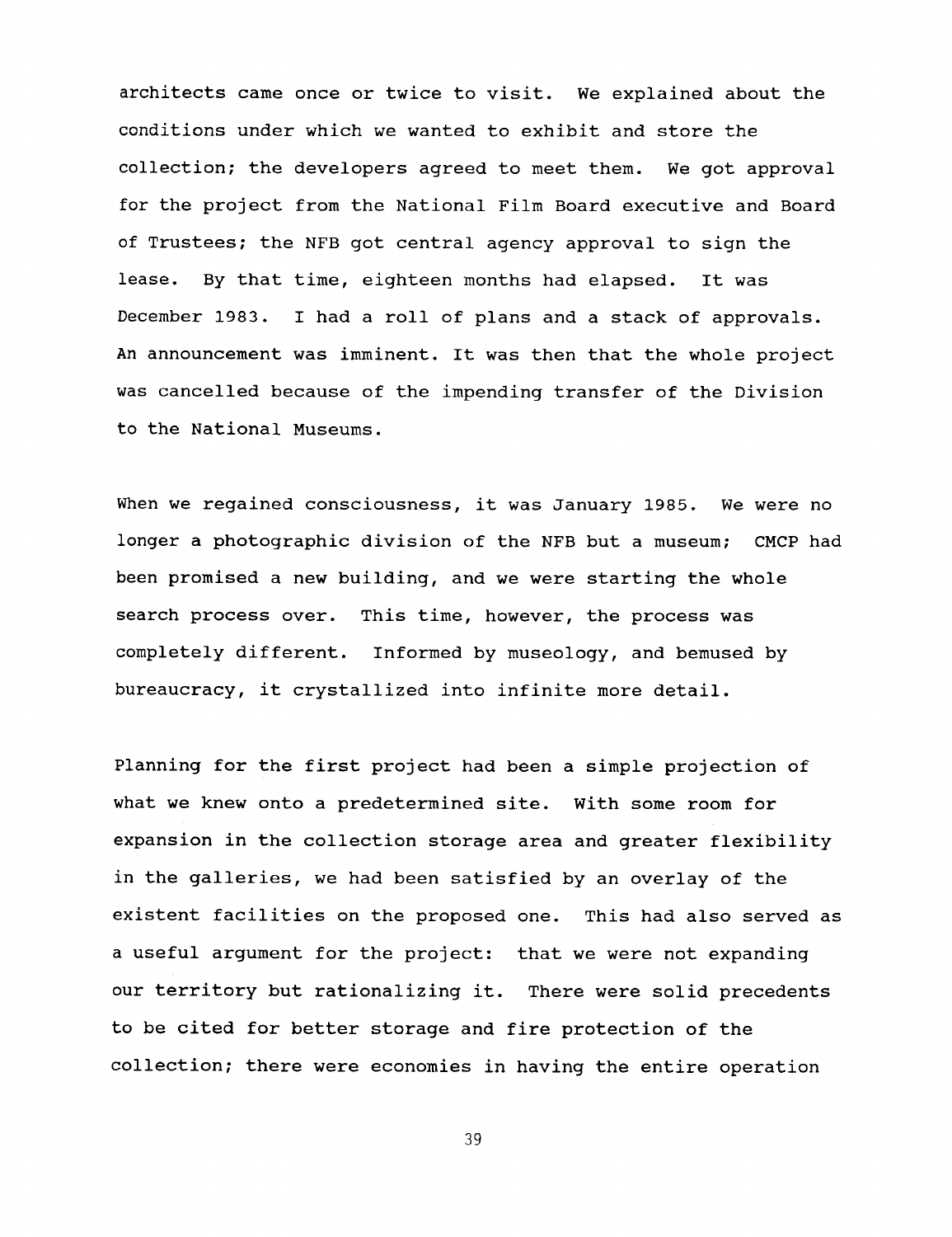architects came once or twice to visit. We explained about the conditions under which we wanted to exhibit and store the collection; the developers agreed to meet them. We got approval for the project from the National Film Board executive and Board of Trustees; the NFB got central agency approval to sign the lease. By that time, eighteen months had elapsed. It was December 1983. I had a roll of plans and a stack of approvals. An announcement was imminent. It was then that the whole project was cancelled because of the impending transfer of the Division to the National Museums.

When we regained consciousness, it was January 1985. We were no longer a photographic division of the NFB but a museum; CMCP had been promised a new building, and we were starting the whole search process over. This time, however, the process was completely different. Informed by museology, and bemused by bureaucracy, it crystallized into infinite more detail.

Planning for the first project had been a simple projection of what we knew onto a predetermined site. With some room for expansion in the collection storage area and greater flexibility in the galleries, we had been satisfied by an overlay of the existent facilities on the proposed one. This had also served as a useful argument for the project: that we were not expanding our territory but rationalizing it. There were solid precedents to be cited for better storage and fire protection of the collection; there were economies in having the entire operation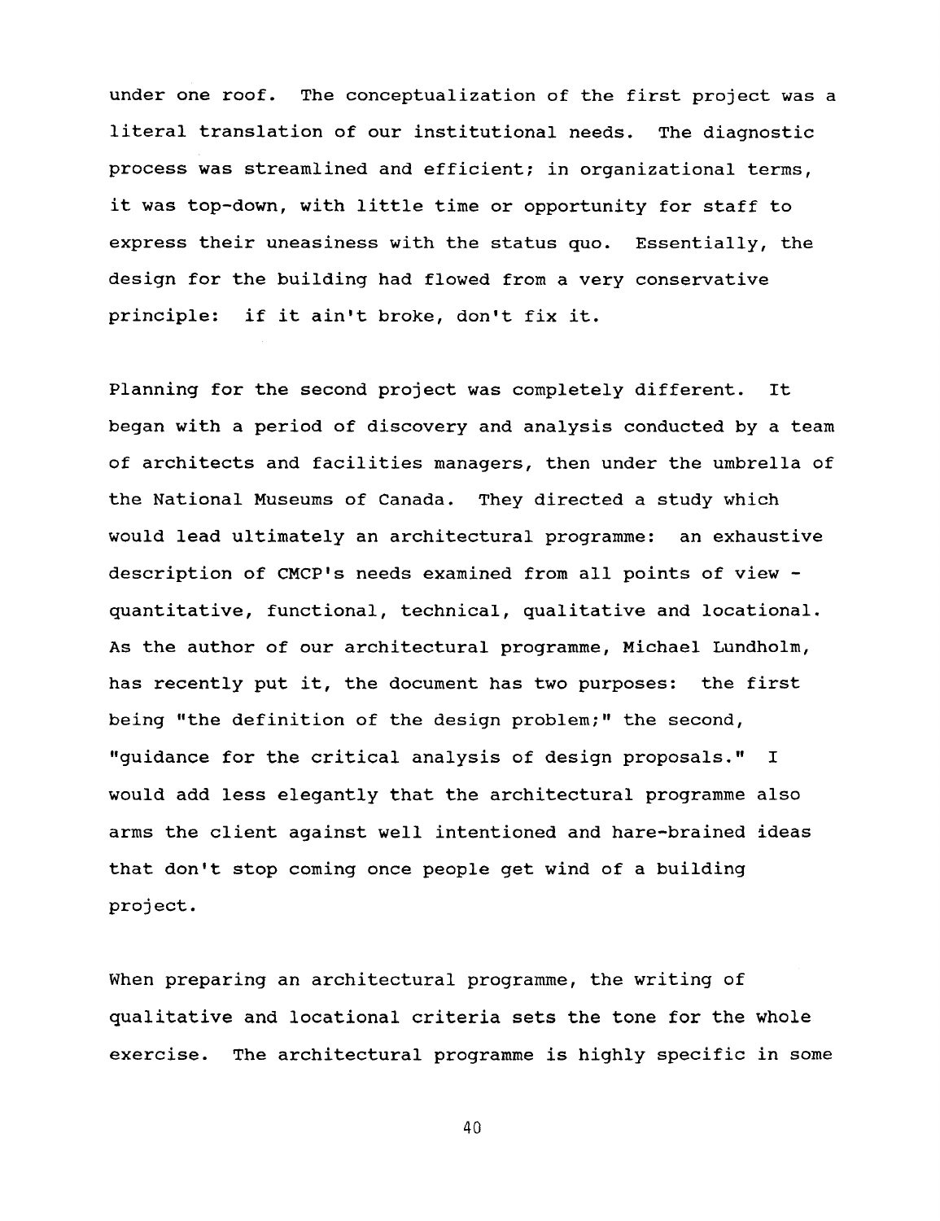under one roof. The conceptualization of the first project was a literal translation of our institutional needs. The diagnostic process was streamlined and efficient; in organizational terms, it was top-down, with little time or opportunity for staff to express their uneasiness with the status quo. Essentially, the design for the building had flowed from a very conservative principle: if it ain't broke, don't fix it.

Planning for the second project was completely different. It began with a period of discovery and analysis conducted by a team of architects and facilities managers, then under the umbrella of the National Museums of Canada. They directed a study which would lead ultimately an architectural programme: an exhaustive description of CMCP's needs examined from all points of view - quantitative, functional, technical, qualitative and locational. As the author of our architectural programme, Michael Lundholm, has recently put it, the document has two purposes: the first being "the definition of the design problem;" the second, "guidance for the critical analysis of design proposals." I would add less elegantly that the architectural programme also arms the client against well intentioned and hare-brained ideas that don't stop coming once people get wind of a building project.

When preparing an architectural programme, the writing of qualitative and locational criteria sets the tone for the whole exercise. The architectural programme is highly specific in some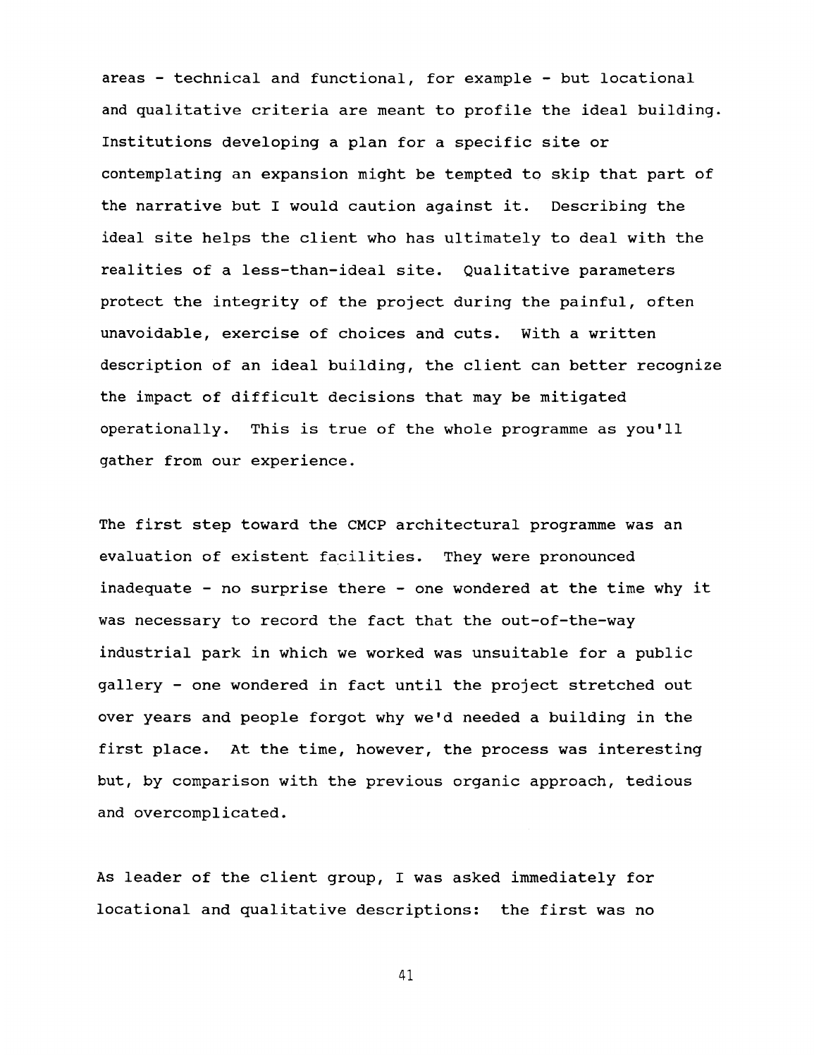areas - technical and functional, for example - but locational and qualitative criteria are meant to profile the ideal building. Institutions developing a plan for a specific site or contemplating an expansion might be tempted to skip that part of the narrative but I would caution against it. Describing the ideal site helps the client who has ultimately to deal with the realities of a less-than-ideal site. Qualitative parameters protect the integrity of the project during the painful, often unavoidable, exercise of choices and cuts. With a written description of an ideal building, the client can better recognize the impact of difficult decisions that may be mitigated operationally. This is true of the whole programme as you'll gather from our experience.

The first step toward the CMCP architectural programme was an evaluation of existent facilities. They were pronounced inadequate - no surprise there - one wondered at the time why it was necessary to record the fact that the out-of-the-way industrial park in which we worked was unsuitable for a public gallery - one wondered in fact until the project stretched out over years and people forgot why we'd needed a building in the first place. At the time, however, the process was interesting but, by comparison with the previous organic approach, tedious and overcomplicated.

As leader of the client group, I was asked immediately for locational and qualitative descriptions: the first was no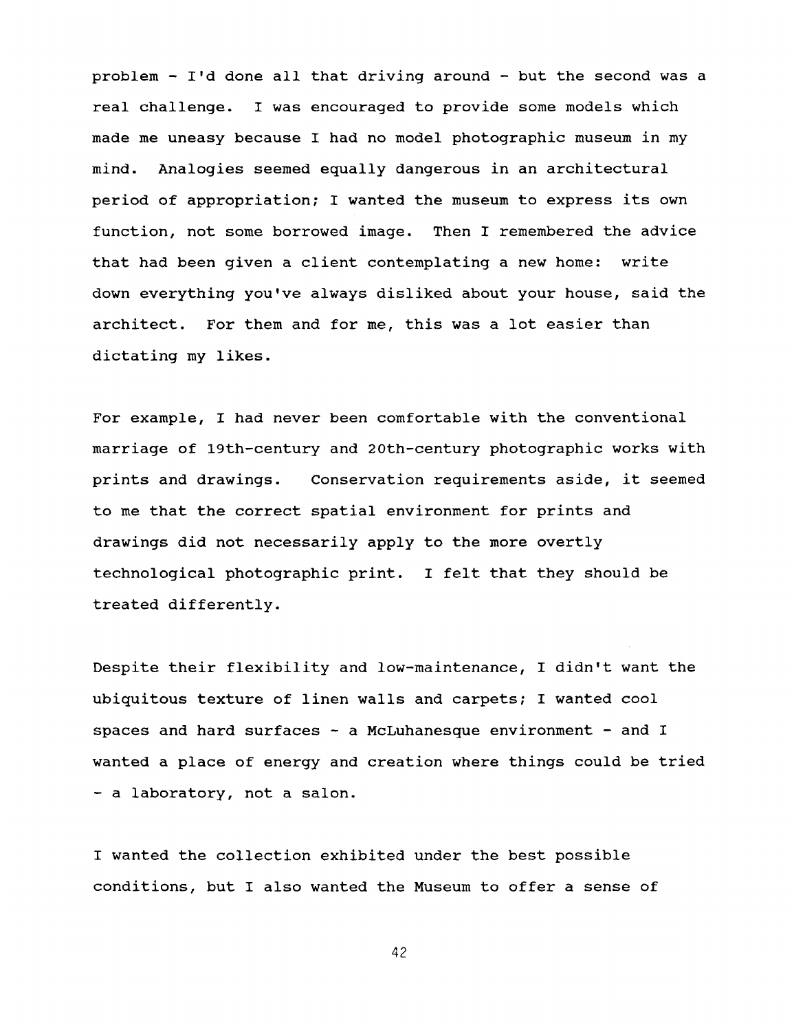problem - I'd done all that driving around - but the second was a real challenge. I was encouraged to provide some models which made me uneasy because I had no model photographic museum in my mind. Analogies seemed equally dangerous in an architectural period of appropriation; I wanted the museum to express its own function, not some borrowed image. Then I remembered the advice that had been given a client contemplating a new home: write down everything you've always disliked about your house, said the architect. For them and for me, this was a lot easier than dictating my likes.

For example, I had never been comfortable with the conventional marriage of 19th-century and 20th-century photographic works with prints and drawings. Conservation requirements aside, it seemed to me that the correct spatial environment for prints and drawings did not necessarily apply to the more overtly technological photographic print. I felt that they should be treated differently.

Despite their flexibility and low-maintenance, I didn't want the ubiquitous texture of linen walls and carpets; I wanted cool spaces and hard surfaces - a McLuhanesque environment - and I wanted a place of energy and creation where things could be tried - a laboratory, not a salon.

I wanted the collection exhibited under the best possible conditions, but I also wanted the Museum to offer a sense of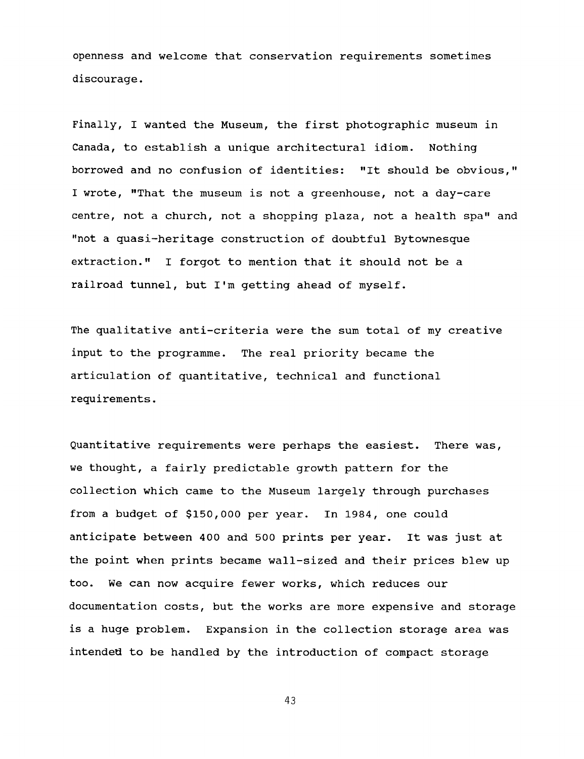openness and welcome that conservation requirements sometimes discourage.

Finally, I wanted the Museum, the first photographic museum in Canada, to establish a unique architectural idiom. Nothing borrowed and no confusion of identities: "It should be obvious," I wrote, "That the museum is not a greenhouse, not a day-care centre, not a church, not a shopping plaza, not a health spa" and "not a quasi-heritage construction of doubtful Bytownesque extraction." I forgot to mention that it should not be a railroad tunnel, but I'm getting ahead of myself.

The qualitative anti-criteria were the sum total of my creative input to the programme. The real priority became the articulation of quantitative, technical and functional requirements.

Quantitative requirements were perhaps the easiest. There was, we thought, a fairly predictable growth pattern for the collection which came to the Museum largely through purchases from a budget of $150,000 per year. In 1984, one could anticipate between 400 and 500 prints per year. It was just at the point when prints became wall-sized and their prices blew up too. We can now acquire fewer works, which reduces our documentation costs, but the works are more expensive and storage is a huge problem. Expansion in the collection storage area was intended to be handled by the introduction of compact storage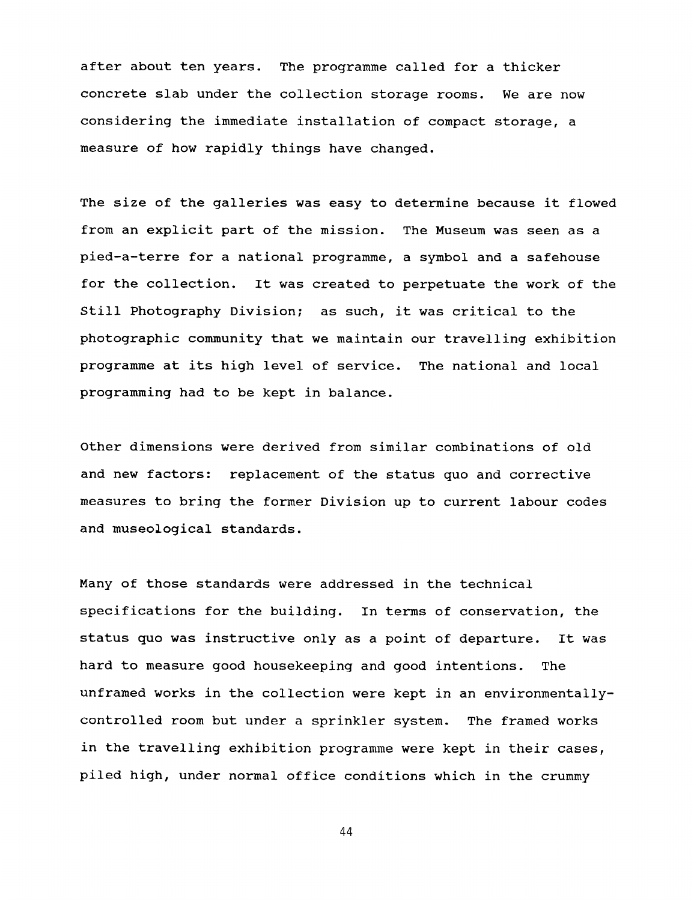after about ten years. The programme called for a thicker concrete slab under the collection storage rooms. We are now considering the immediate installation of compact storage, a measure of how rapidly things have changed.

The size of the galleries was easy to determine because it flowed from an explicit part of the mission. The Museum was seen as a pied-a-terre for a national programme, a symbol and a safehouse for the collection. It was created to perpetuate the work of the Still Photography Division; as such, it was critical to the photographic community that we maintain our travelling exhibition programme at its high level of service. The national and local programming had to be kept in balance.

Other dimensions were derived from similar combinations of old and new factors: replacement of the status quo and corrective measures to bring the former Division up to current labour codes and museological standards.

Many of those standards were addressed in the technical specifications for the building. In terms of conservation, the status quo was instructive only as a point of departure. It was hard to measure good housekeeping and good intentions. The unframed works in the collection were kept in an environmentally-controlled room but under a sprinkler system. The framed works in the travelling exhibition programme were kept in their cases, piled high, under normal office conditions which in the crummy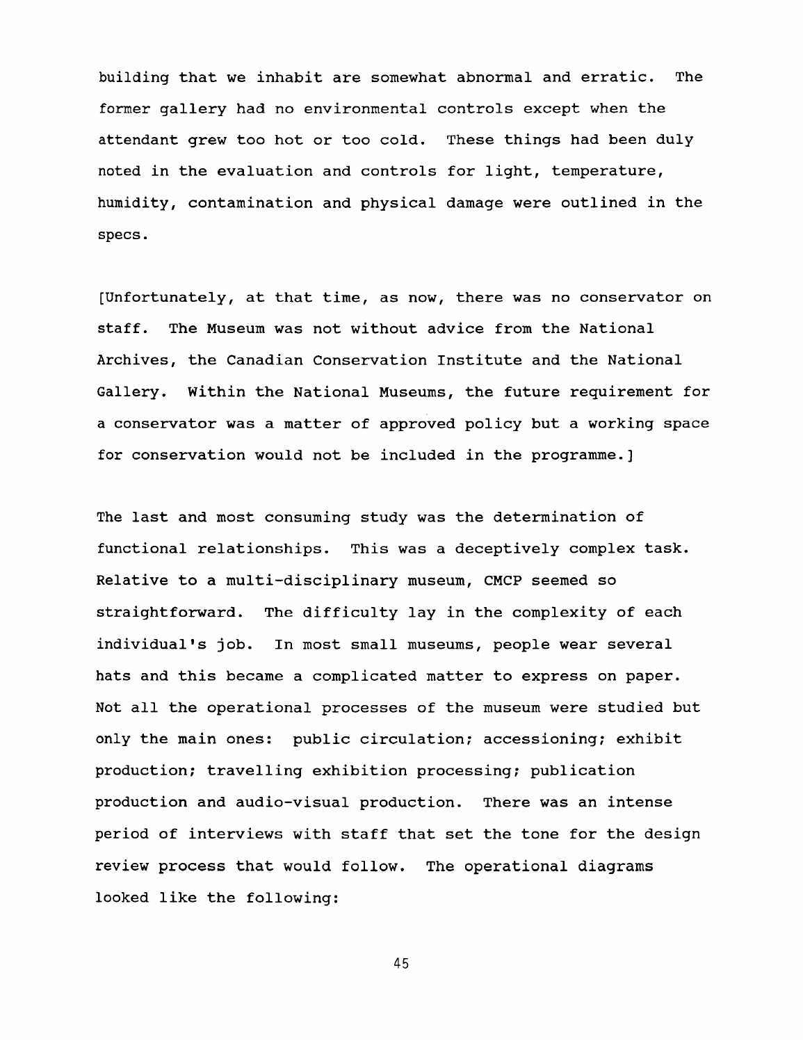building that we inhabit are somewhat abnormal and erratic. The former gallery had no environmental controls except when the attendant grew too hot or too cold. These things had been duly noted in the evaluation and controls for light, temperature, humidity, contamination and physical damage were outlined in the specs.

[Unfortunately, at that time, as now, there was no conservator on staff. The Museum was not without advice from the National Archives, the Canadian Conservation Institute and the National Gallery. Within the National Museums, the future requirement for a conservator was a matter of approved policy but a working space for conservation would not be included in the programme.]

The last and most consuming study was the determination of functional relationships. This was a deceptively complex task. Relative to a multi-disciplinary museum, CMCP seemed so straightforward. The difficulty lay in the complexity of each individual's job. In most small museums, people wear several hats and this became a complicated matter to express on paper. Not all the operational processes of the museum were studied but only the main ones: public circulation; accessioning; exhibit production; travelling exhibition processing; publication production and audio-visual production. There was an intense period of interviews with staff that set the tone for the design review process that would follow. The operational diagrams looked like the following: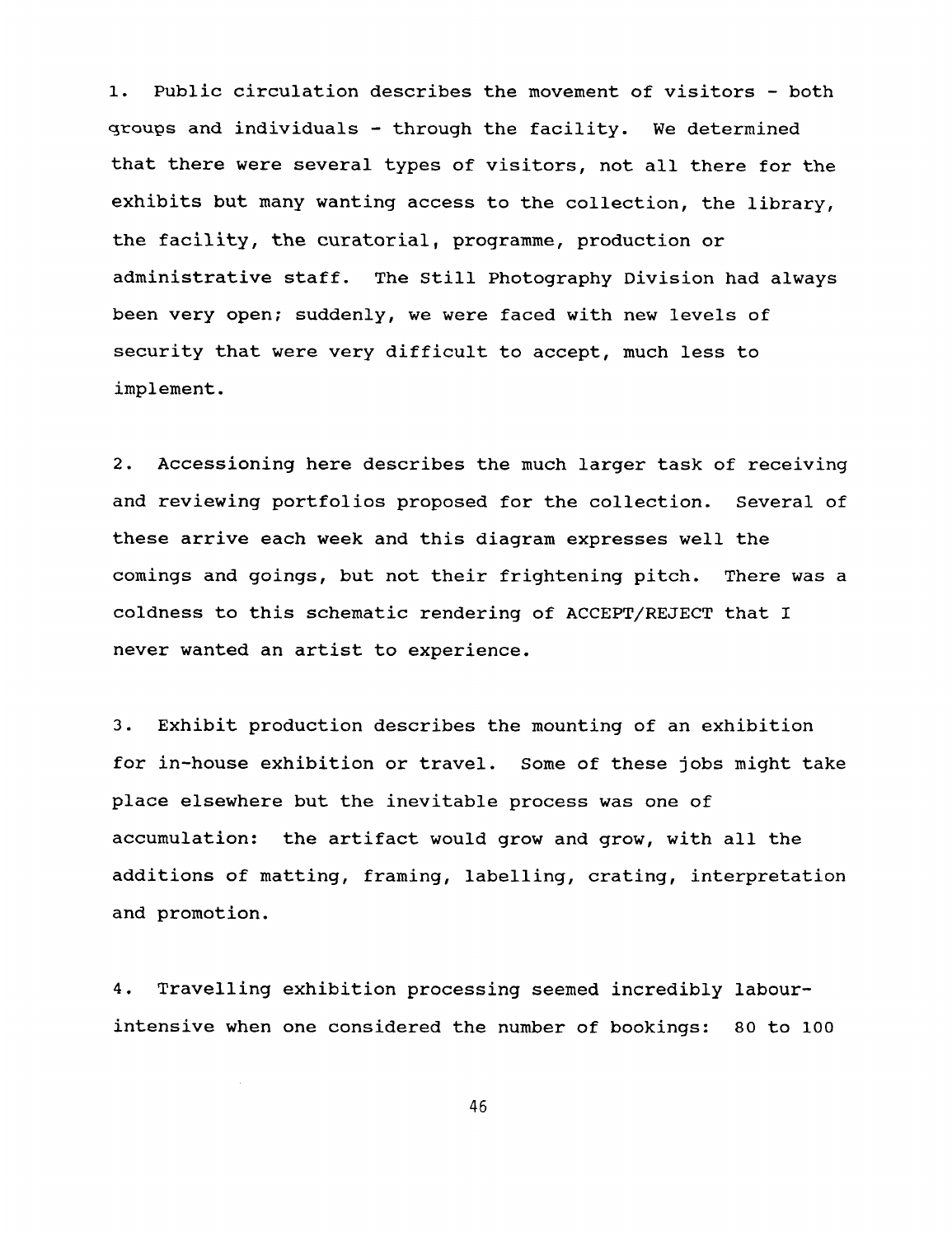1. Public circulation describes the movement of visitors - both groups and individuals - through the facility. We determined that there were several types of visitors, not all there for the exhibits but many wanting access to the collection, the library, the facility, the curatorial, programme, production or administrative staff. The Still Photography Division had always been very open; suddenly, we were faced with new levels of security that were very difficult to accept, much less to implement.

2. Accessioning here describes the much larger task of receiving and reviewing portfolios proposed for the collection. Several of these arrive each week and this diagram expresses well the comings and goings, but not their frightening pitch. There was a coldness to this schematic rendering of ACCEPT/REJECT that I never wanted an artist to experience.

3. Exhibit production describes the mounting of an exhibition for in-house exhibition or travel. Some of these jobs might take place elsewhere but the inevitable process was one of accumulation: the artifact would grow and grow, with all the additions of matting, framing, labelling, crating, interpretation and promotion.

4. Travelling exhibition processing seemed incredibly labour-intensive when one considered the number of bookings: 80 to 100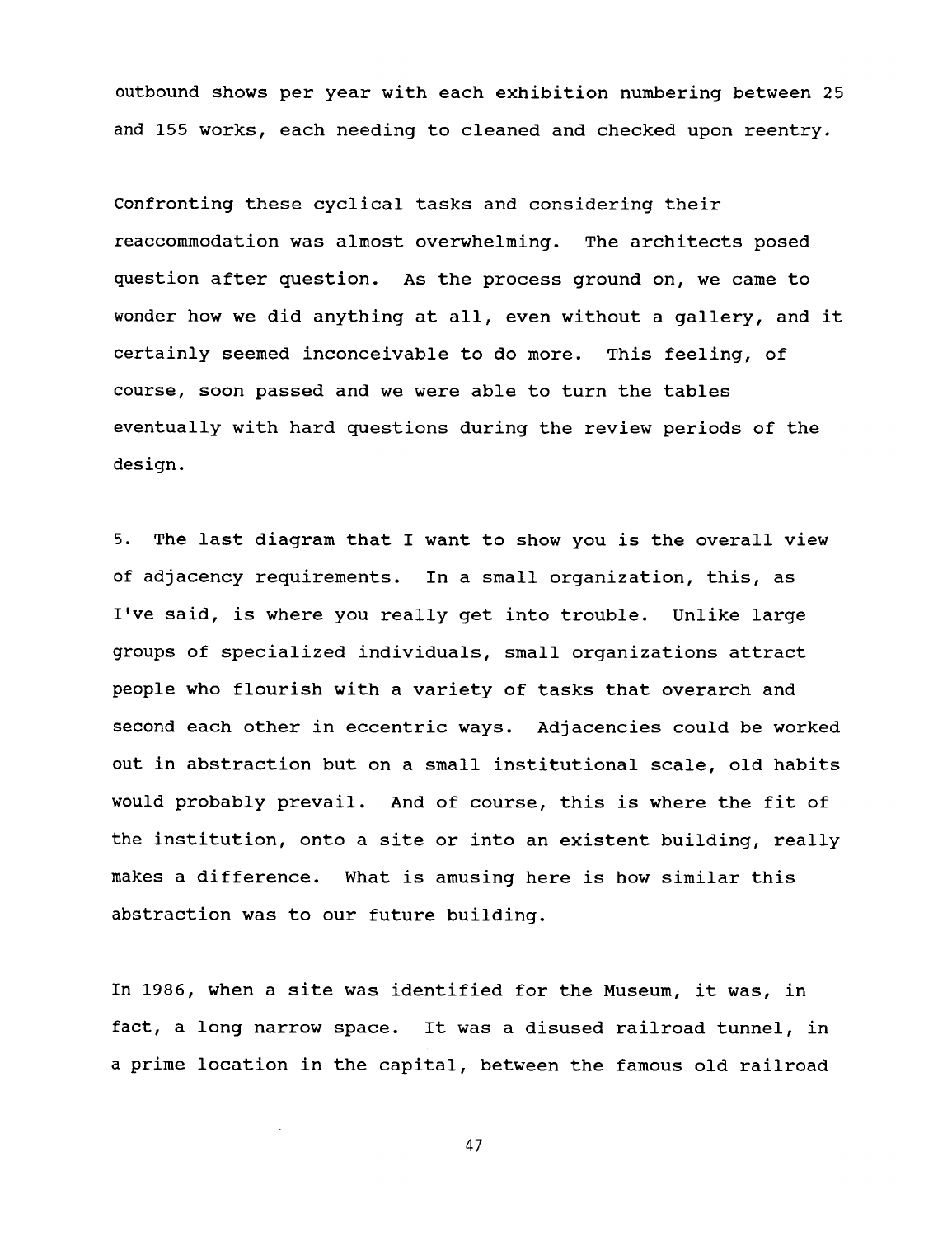outbound shows per year with each exhibition numbering between 25 and 155 works, each needing to cleaned and checked upon reentry.

Confronting these cyclical tasks and considering their reaccommodation was almost overwhelming. The architects posed question after question. As the process ground on, we came to wonder how we did anything at all, even without a gallery, and it certainly seemed inconceivable to do more. This feeling, of course, soon passed and we were able to turn the tables eventually with hard questions during the review periods of the design.

5. The last diagram that I want to show you is the overall view of adjacency requirements. In a small organization, this, as I've said, is where you really get into trouble. Unlike large groups of specialized individuals, small organizations attract people who flourish with a variety of tasks that overarch and second each other in eccentric ways. Adjacencies could be worked out in abstraction but on a small institutional scale, old habits would probably prevail. And of course, this is where the fit of the institution, onto a site or into an existent building, really makes a difference. What is amusing here is how similar this abstraction was to our future building.

In 1986, when a site was identified for the Museum, it was, in fact, a long narrow space. It was a disused railroad tunnel, in a prime location in the capital, between the famous old railroad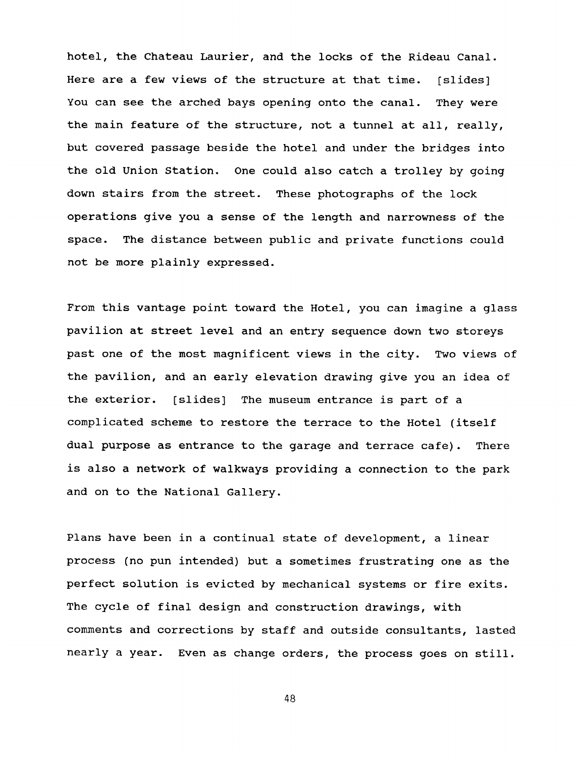hotel, the Chateau Laurier, and the locks of the Rideau Canal. Here are a few views of the structure at that time. [slides] You can see the arched bays opening onto the canal. They were the main feature of the structure, not a tunnel at all, really, but covered passage beside the hotel and under the bridges into the old Union Station. One could also catch a trolley by going down stairs from the street. These photographs of the lock operations give you a sense of the length and narrowness of the space. The distance between public and private functions could not be more plainly expressed.

From this vantage point toward the Hotel, you can imagine a glass pavilion at street level and an entry sequence down two storeys past one of the most magnificent views in the city. Two views of the pavilion, and an early elevation drawing give you an idea of the exterior. [slides] The museum entrance is part of a complicated scheme to restore the terrace to the Hotel (itself dual purpose as entrance to the garage and terrace cafe). There is also a network of walkways providing a connection to the park and on to the National Gallery.

Plans have been in a continual state of development, a linear process (no pun intended) but a sometimes frustrating one as the perfect solution is evicted by mechanical systems or fire exits. The cycle of final design and construction drawings, with comments and corrections by staff and outside consultants, lasted nearly a year. Even as change orders, the process goes on still.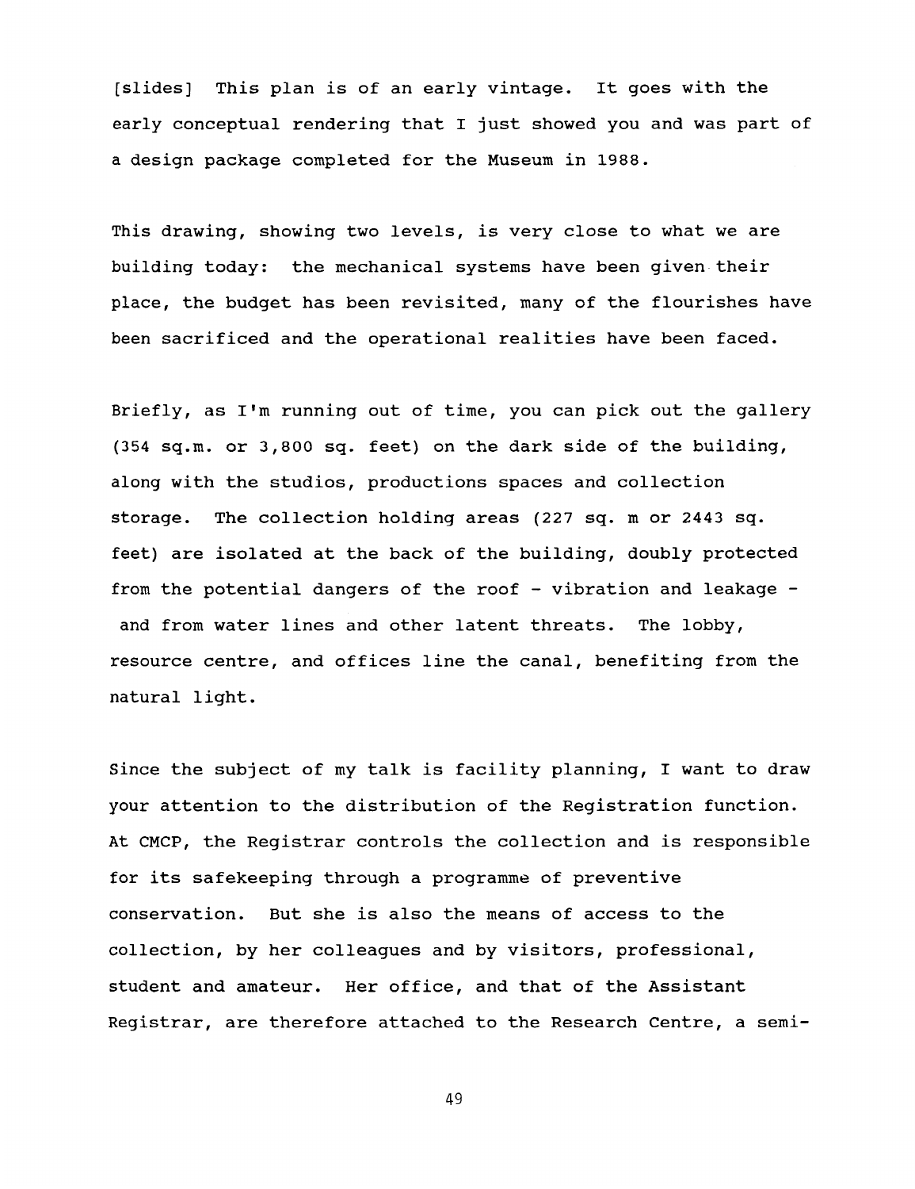[slides] This plan is of an early vintage. It goes with the early conceptual rendering that I just showed you and was part of a design package completed for the Museum in 1988.

This drawing, showing two levels, is very close to what we are building today: the mechanical systems have been given their place, the budget has been revisited, many of the flourishes have been sacrificed and the operational realities have been faced.

Briefly, as I'm running out of time, you can pick out the gallery (354 sq.m. or 3,800 sq. feet) on the dark side of the building, along with the studios, productions spaces and collection storage. The collection holding areas (227 sq. m or 2443 sq. feet) are isolated at the back of the building, doubly protected from the potential dangers of the roof - vibration and leakage - and from water lines and other latent threats. The lobby, resource centre, and offices line the canal, benefiting from the natural light.

Since the subject of my talk is facility planning, I want to draw your attention to the distribution of the Registration function. At CMCP, the Registrar controls the collection and is responsible for its safekeeping through a programme of preventive conservation. But she is also the means of access to the collection, by her colleagues and by visitors, professional, student and amateur. Her office, and that of the Assistant Registrar, are therefore attached to the Research Centre, a semi-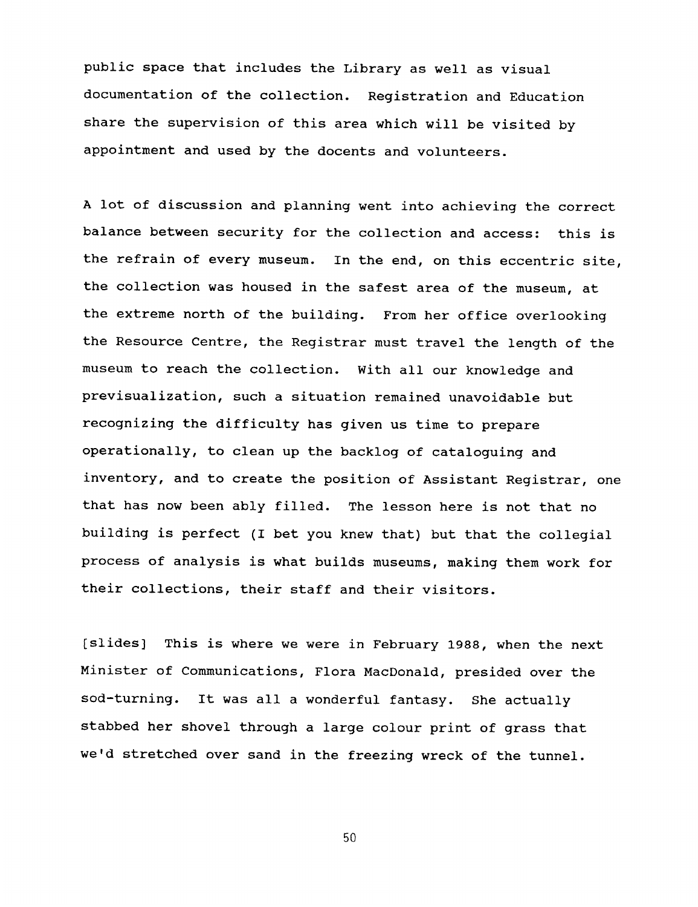public space that includes the Library as well as visual documentation of the collection. Registration and Education share the supervision of this area which will be visited by appointment and used by the docents and volunteers.

A lot of discussion and planning went into achieving the correct balance between security for the collection and access: this is the refrain of every museum. In the end, on this eccentric site, the collection was housed in the safest area of the museum, at the extreme north of the building. From her office overlooking the Resource Centre, the Registrar must travel the length of the museum to reach the collection. With all our knowledge and previsualization, such a situation remained unavoidable but recognizing the difficulty has given us time to prepare operationally, to clean up the backlog of cataloguing and inventory, and to create the position of Assistant Registrar, one that has now been ably filled. The lesson here is not that no building is perfect (I bet you knew that) but that the collegial process of analysis is what builds museums, making them work for their collections, their staff and their visitors.

[slides] This is where we were in February 1988, when the next Minister of Communications, Flora MacDonald, presided over the sod-turning. It was all a wonderful fantasy. She actually stabbed her shovel through a large colour print of grass that we'd stretched over sand in the freezing wreck of the tunnel.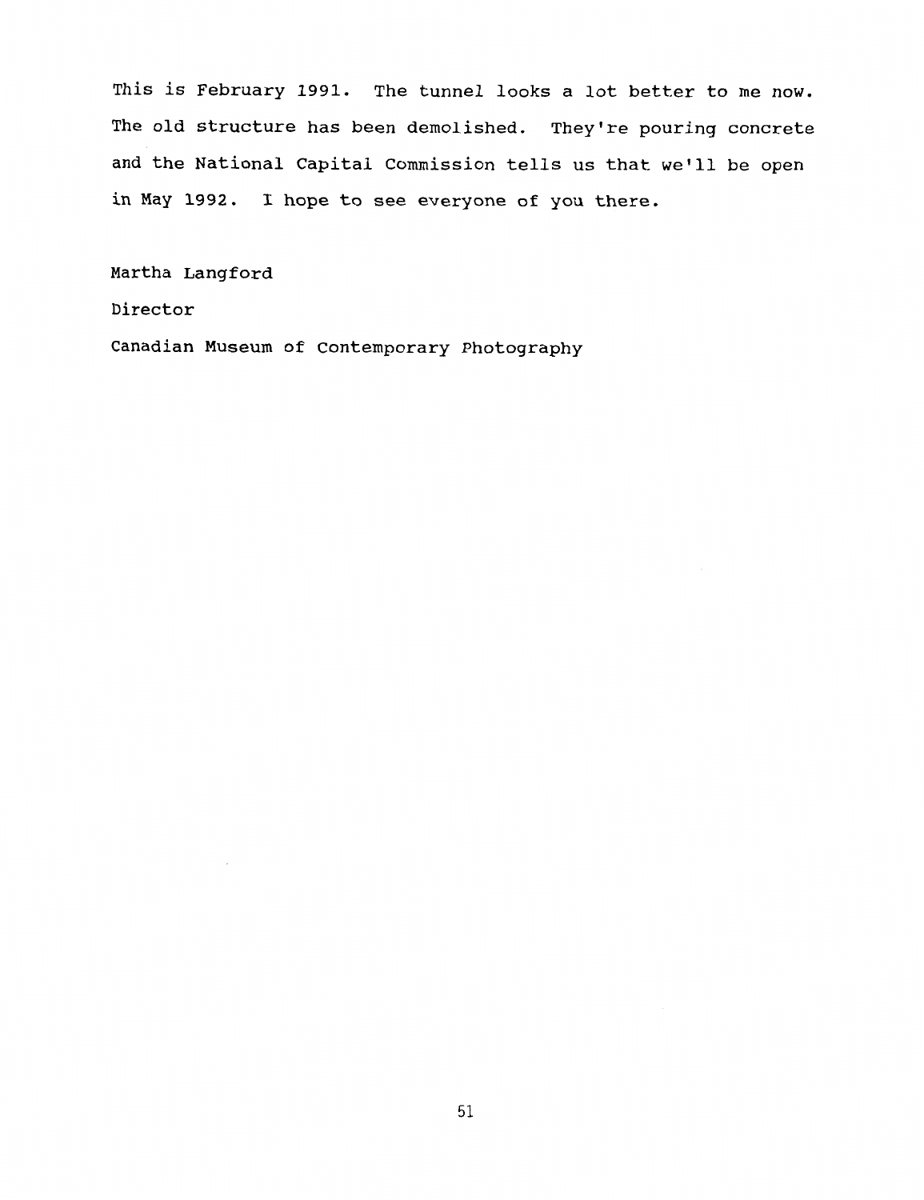This is February 1991. The tunnel looks a lot better to me now. The old structure has been demolished. They're pouring concrete and the National Capital Commission tells us that we'll be open in May 1992. I hope to see everyone of you there.

Martha Langford

Director

Canadian Museum of Contemporary Photography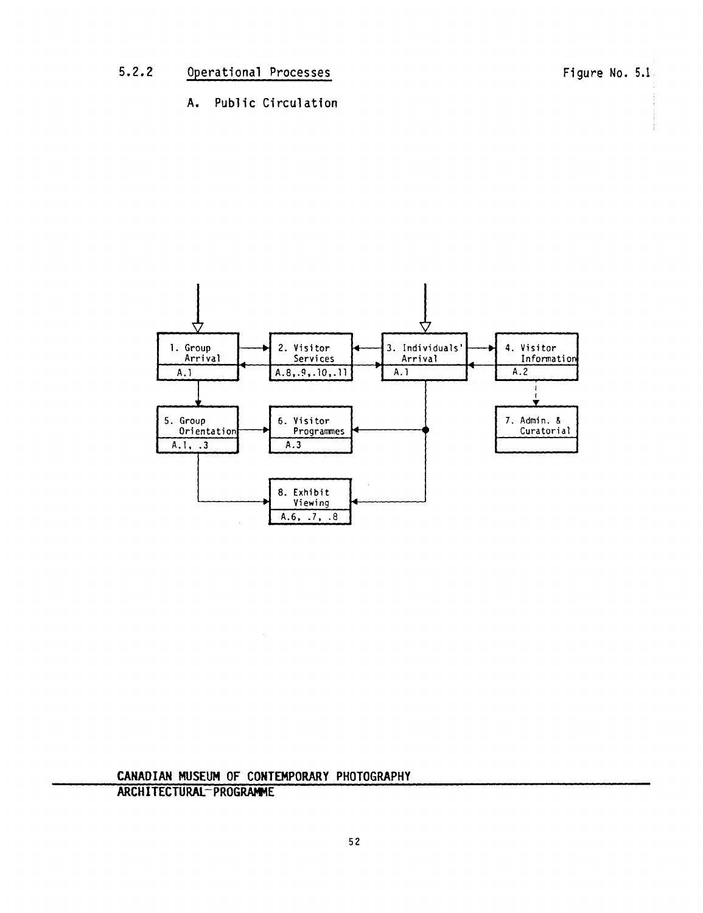5.2.2 Operational Processes

Figure No. 5.1

A. Public Circulation

1. Group Arrival
A.1

2. Visitor Services
A.8,.9,.10,.11

3. Individuals' Arrival
A.1

4. Visitor Information
A.2

5. Group Orientation
A.1, .3

6. Visitor Programmes
A.3

7. Admin. & Curatorial

8. Exhibit Viewing
A.6, .7, .8

CANADIAN MUSEUM OF CONTEMPORARY PHOTOGRAPHY
ARCHITECTURAL PROGRAMME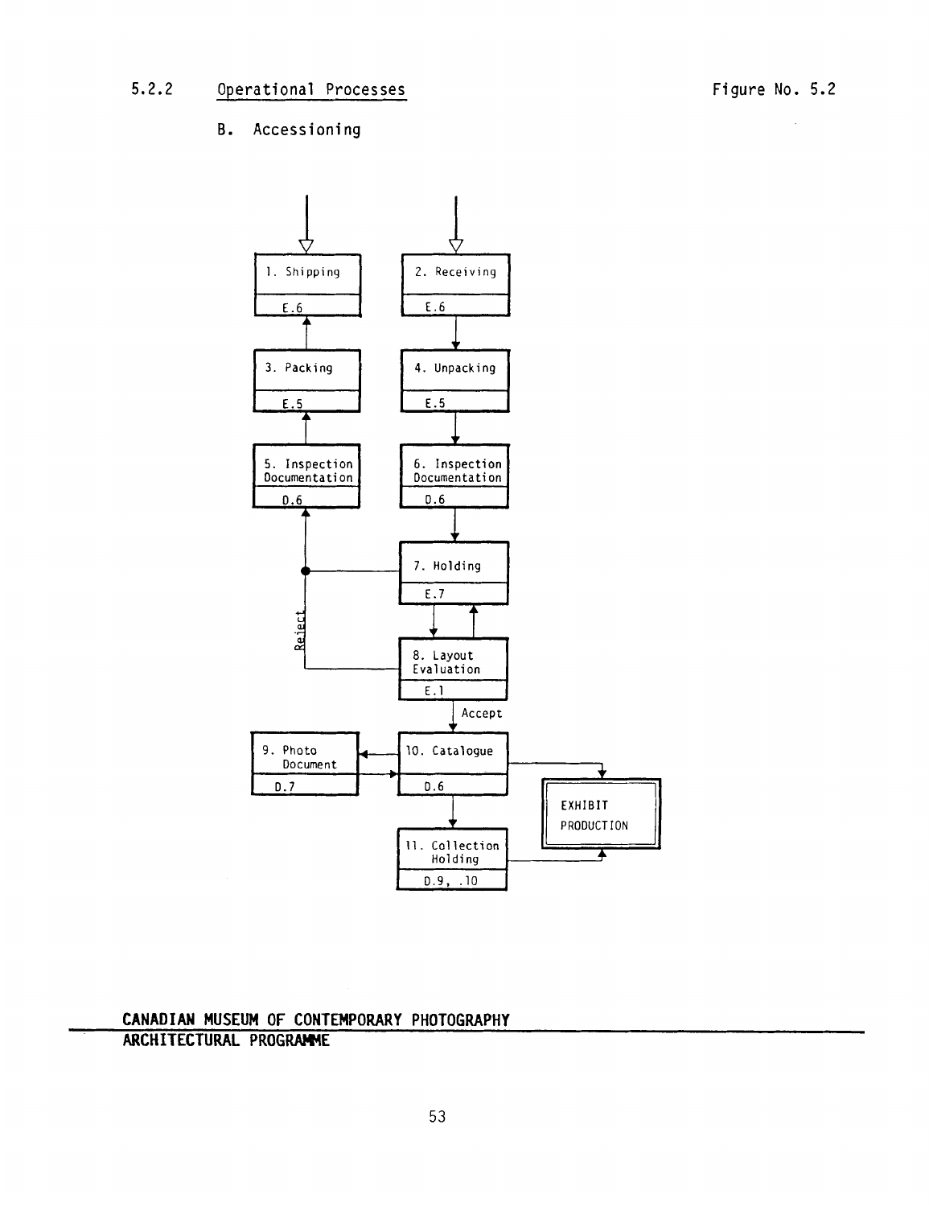5.2.2 Operational Processes

Figure No. 5.2

B. Accessioning

1. Shipping
E.6

2. Receiving
E.6

3. Packing
E.5

4. Unpacking
E.5

5. Inspection Documentation
D.6

6. Inspection Documentation
D.6

7. Holding
E.7

Reject

8. Layout Evaluation
E.1

Accept

9. Photo Document
D.7

10. Catalogue
D.6

EXHIBIT PRODUCTION

11. Collection Holding
D.9, .10

**CANADIAN MUSEUM OF CONTEMPORARY PHOTOGRAPHY**
**ARCHITECTURAL PROGRAMME**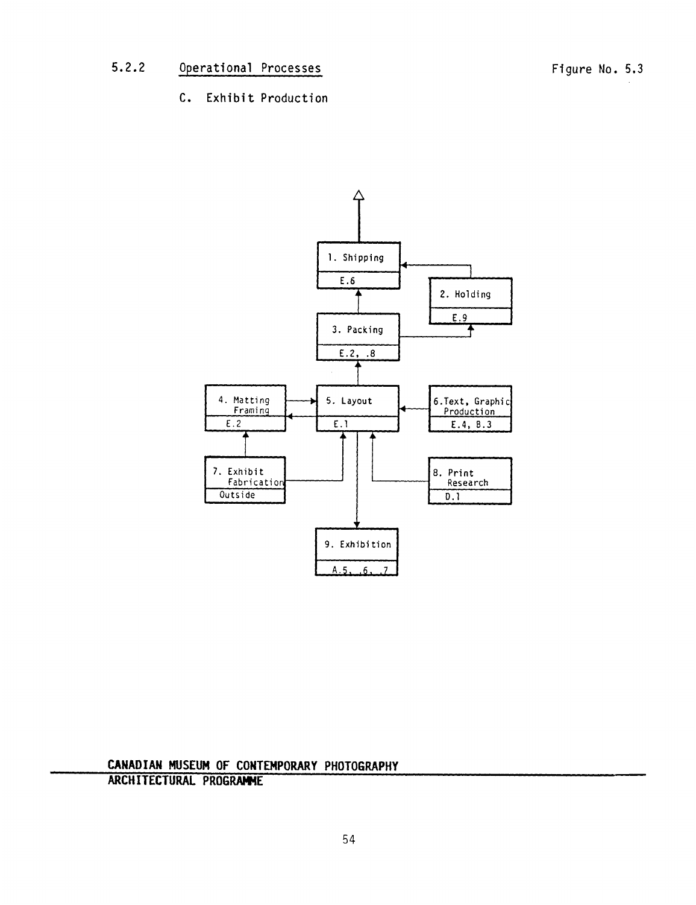## 5.2.2 Operational Processes

Figure No. 5.3

### C. Exhibit Production

1. Shipping — E.6
2. Holding — E.9
3. Packing — E.2, .8
4. Matting Framing — E.2
5. Layout — E.1
6. Text, Graphic Production — E.4, B.3
7. Exhibit Fabrication — Outside
8. Print Research — D.1
9. Exhibition — A.5, .6, .7

**CANADIAN MUSEUM OF CONTEMPORARY PHOTOGRAPHY**
**ARCHITECTURAL PROGRAMME**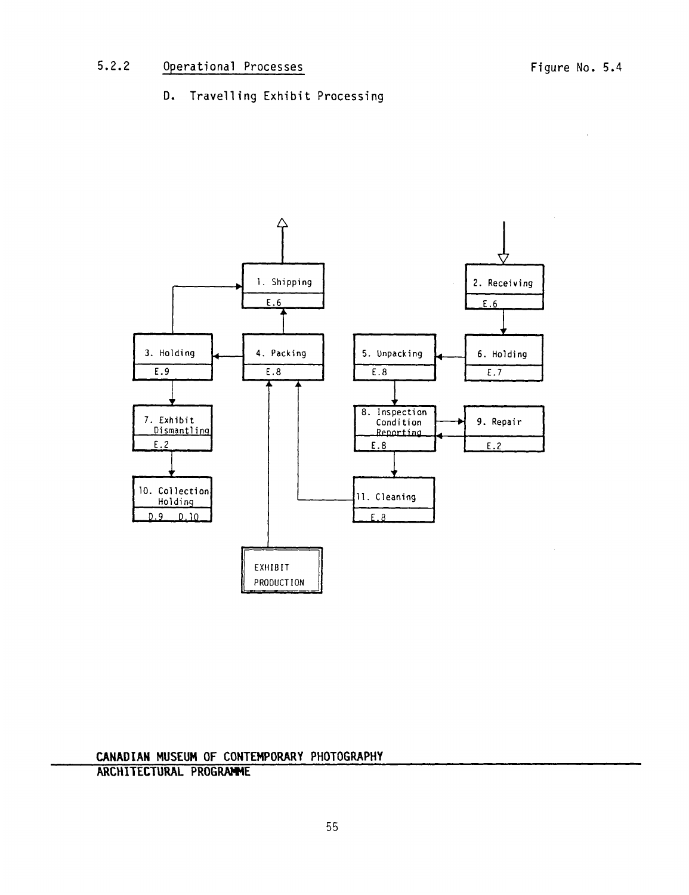5.2.2 Operational Processes

Figure No. 5.4

D. Travelling Exhibit Processing

1. Shipping
E.6

2. Receiving
E.6

3. Holding
E.9

4. Packing
E.8

5. Unpacking
E.8

6. Holding
E.7

7. Exhibit Dismantling
E.2

8. Inspection Condition Reporting
E.8

9. Repair
E.2

10. Collection Holding
D.9 D.10

11. Cleaning
E.8

EXHIBIT PRODUCTION

**CANADIAN MUSEUM OF CONTEMPORARY PHOTOGRAPHY**
**ARCHITECTURAL PROGRAMME**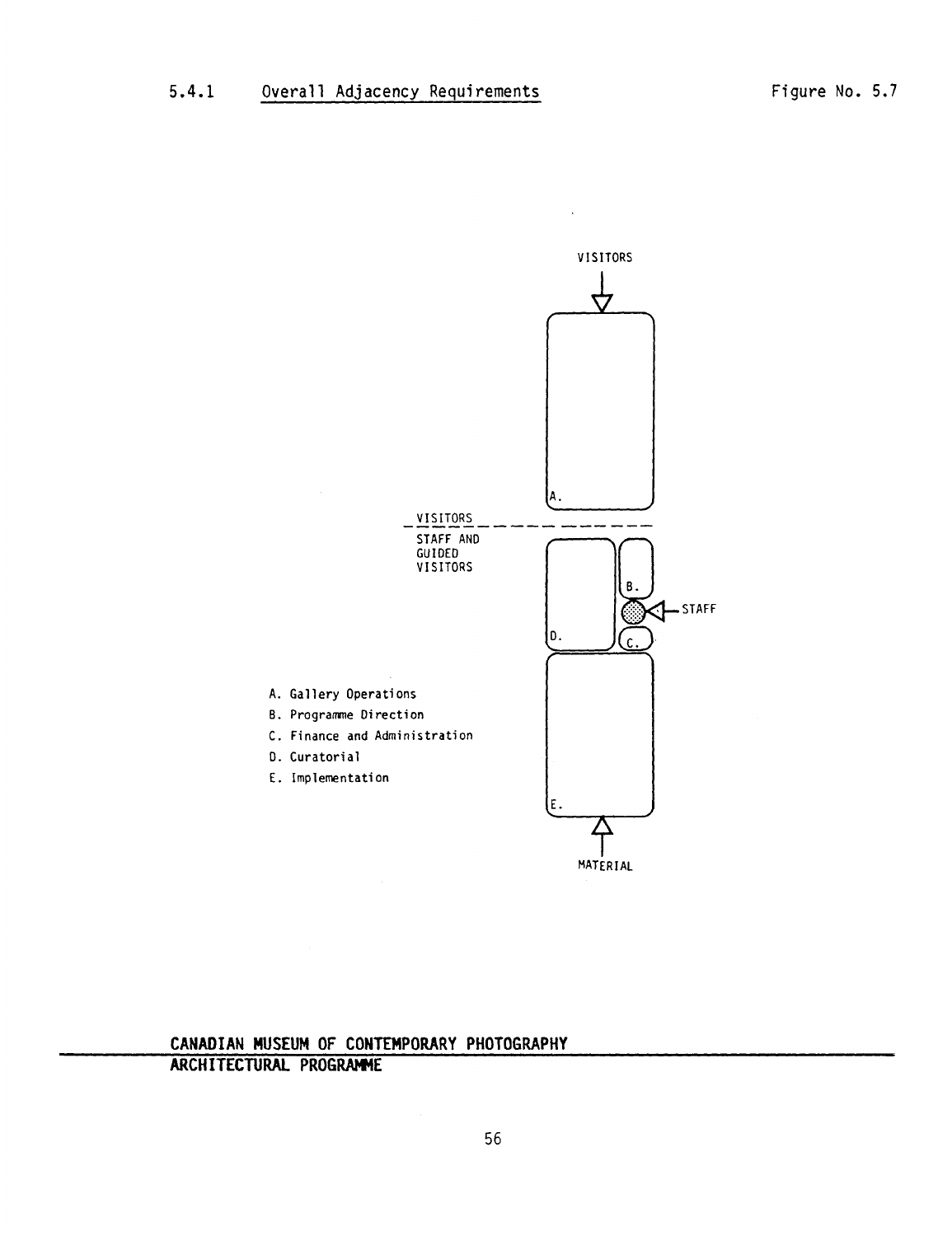### 5.4.1 Overall Adjacency Requirements

Figure No. 5.7

VISITORS

A.

VISITORS

STAFF AND GUIDED VISITORS

B.

STAFF

D.

C.

E.

MATERIAL

A. Gallery Operations
B. Programme Direction
C. Finance and Administration
D. Curatorial
E. Implementation